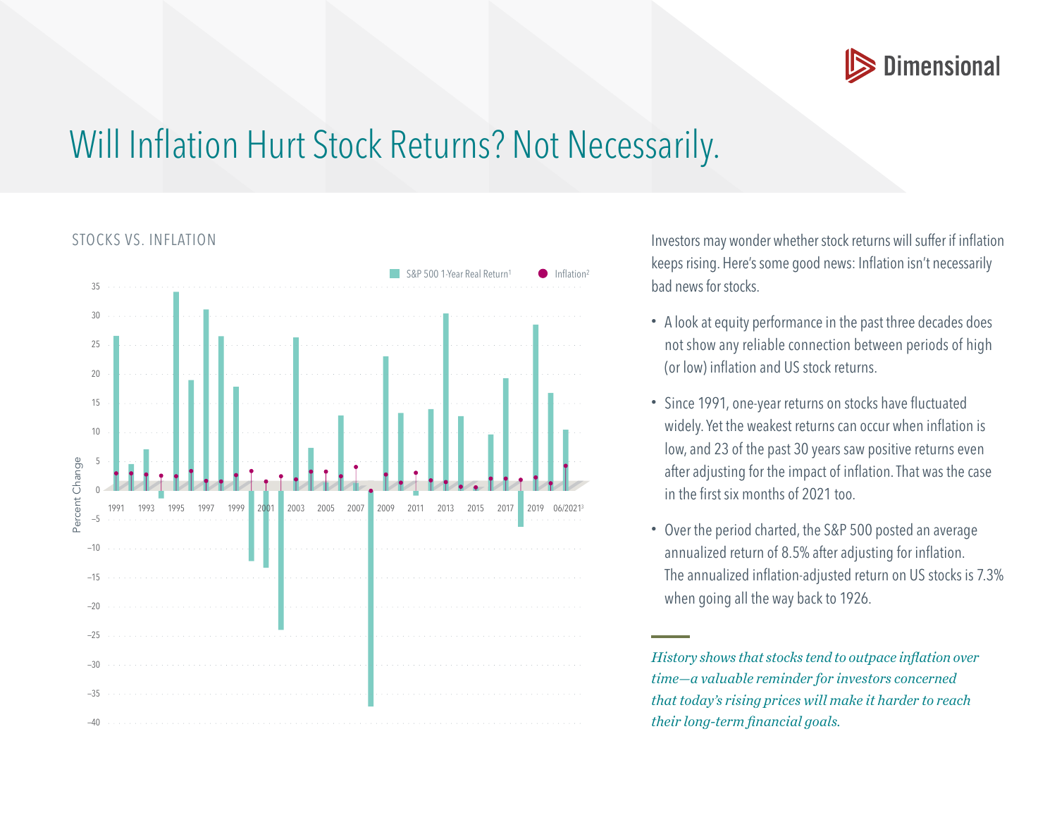# Will Inflation Hurt Stock Returns? Not Necessarily.

## STOCKS VS. INFLATION

S&P 500 1-Year Real Return[1] | Inflation[2]

Percent Change

35, 30, 25, 20, 15, 10, 5, 0, −5, −10, −15, −20, −25, −30, −35, −40

1991 1993 1995 1997 1999 2001 2003 2005 2007 2009 2011 2013 2015 2017 2019 06/2021[3]

Investors may wonder whether stock returns will suffer if inflation keeps rising. Here's some good news: Inflation isn't necessarily bad news for stocks.

- A look at equity performance in the past three decades does not show any reliable connection between periods of high (or low) inflation and US stock returns.
- Since 1991, one-year returns on stocks have fluctuated widely. Yet the weakest returns can occur when inflation is low, and 23 of the past 30 years saw positive returns even after adjusting for the impact of inflation. That was the case in the first six months of 2021 too.
- Over the period charted, the S&P 500 posted an average annualized return of 8.5% after adjusting for inflation. The annualized inflation-adjusted return on US stocks is 7.3% when going all the way back to 1926.

*History shows that stocks tend to outpace inflation over time—a valuable reminder for investors concerned that today's rising prices will make it harder to reach their long-term financial goals.*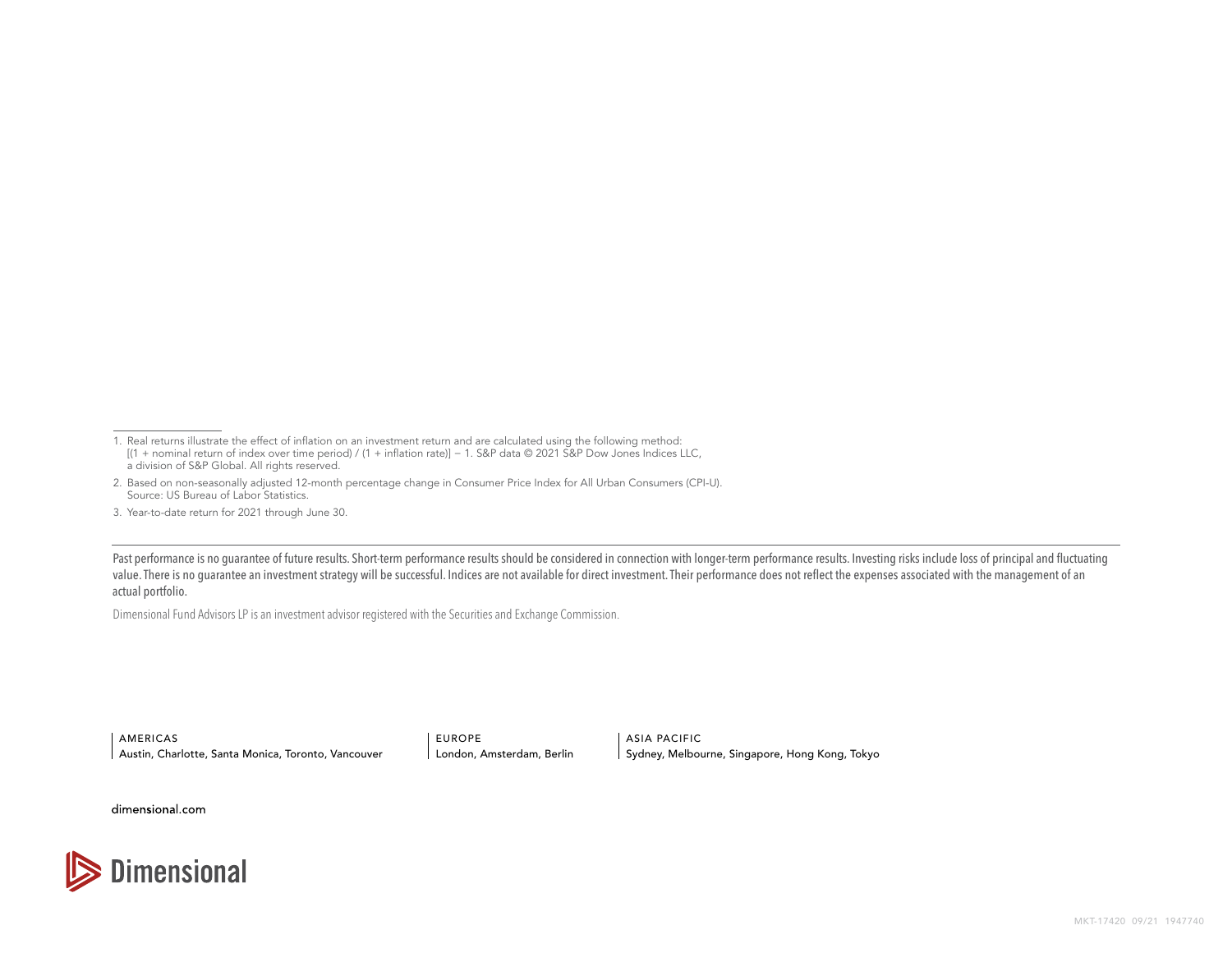1. Real returns illustrate the effect of inflation on an investment return and are calculated using the following method: [(1 + nominal return of index over time period) / (1 + inflation rate)] − 1. S&P data © 2021 S&P Dow Jones Indices LLC, a division of S&P Global. All rights reserved.
2. Based on non-seasonally adjusted 12-month percentage change in Consumer Price Index for All Urban Consumers (CPI-U). Source: US Bureau of Labor Statistics.
3. Year-to-date return for 2021 through June 30.

---

Past performance is no guarantee of future results. Short-term performance results should be considered in connection with longer-term performance results. Investing risks include loss of principal and fluctuating value. There is no guarantee an investment strategy will be successful. Indices are not available for direct investment. Their performance does not reflect the expenses associated with the management of an actual portfolio.

Dimensional Fund Advisors LP is an investment advisor registered with the Securities and Exchange Commission.

AMERICAS
Austin, Charlotte, Santa Monica, Toronto, Vancouver

EUROPE
London, Amsterdam, Berlin

ASIA PACIFIC
Sydney, Melbourne, Singapore, Hong Kong, Tokyo

dimensional.com

Dimensional

MKT-17420 09/21 1947740